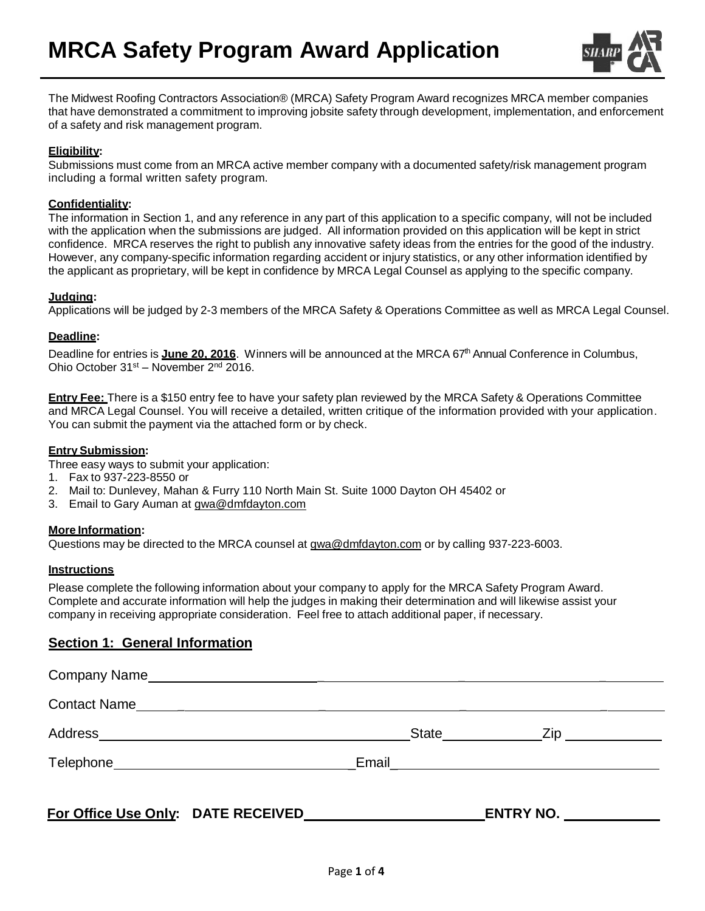# MRCA Safety Program Award Application

The Midwest Roofing Contractors Association® (MRCA) Safety Program Award recognizes MRCA member companies that have demonstrated a commitment to improving jobsite safety through development, implementation, and enforcement of a safety and risk management program.

**Eligibility:**
Submissions must come from an MRCA active member company with a documented safety/risk management program including a formal written safety program.

**Confidentiality:**
The information in Section 1, and any reference in any part of this application to a specific company, will not be included with the application when the submissions are judged. All information provided on this application will be kept in strict confidence. MRCA reserves the right to publish any innovative safety ideas from the entries for the good of the industry. However, any company-specific information regarding accident or injury statistics, or any other information identified by the applicant as proprietary, will be kept in confidence by MRCA Legal Counsel as applying to the specific company.

**Judging:**
Applications will be judged by 2-3 members of the MRCA Safety & Operations Committee as well as MRCA Legal Counsel.

**Deadline:**
Deadline for entries is **June 20, 2016**. Winners will be announced at the MRCA 67th Annual Conference in Columbus, Ohio October 31st – November 2nd 2016.

**Entry Fee:** There is a $150 entry fee to have your safety plan reviewed by the MRCA Safety & Operations Committee and MRCA Legal Counsel. You will receive a detailed, written critique of the information provided with your application. You can submit the payment via the attached form or by check.

**Entry Submission:**
Three easy ways to submit your application:

1. Fax to 937-223-8550 or
2. Mail to: Dunlevey, Mahan & Furry 110 North Main St. Suite 1000 Dayton OH 45402 or
3. Email to Gary Auman at gwa@dmfdayton.com

**More Information:**
Questions may be directed to the MRCA counsel at gwa@dmfdayton.com or by calling 937-223-6003.

**Instructions**

Please complete the following information about your company to apply for the MRCA Safety Program Award. Complete and accurate information will help the judges in making their determination and will likewise assist your company in receiving appropriate consideration. Feel free to attach additional paper, if necessary.

## Section 1: General Information

Company Name ______________________________________________

Contact Name ______________________________________________

Address ______________________________ State __________ Zip __________

Telephone ______________________________ Email ______________________________

**For Office Use Only: DATE RECEIVED** ____________________ **ENTRY NO.** __________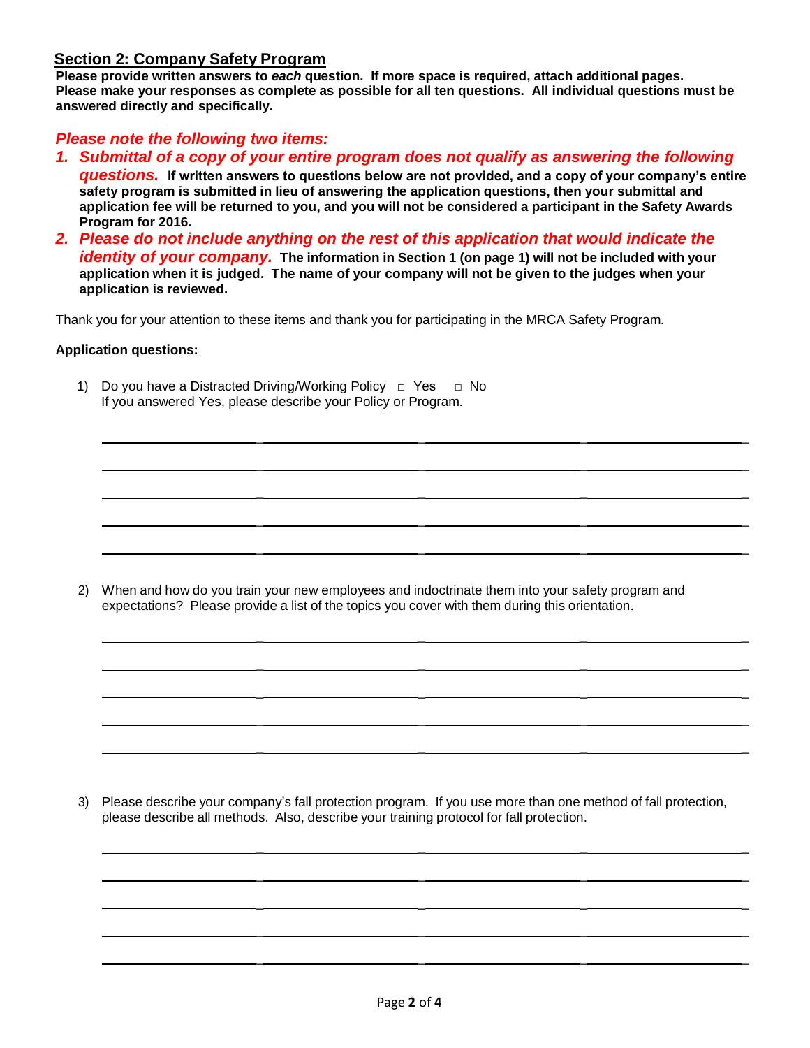## Section 2: Company Safety Program

**Please provide written answers to *each* question. If more space is required, attach additional pages. Please make your responses as complete as possible for all ten questions. All individual questions must be answered directly and specifically.**

***Please note the following two items:***

1. ***Submittal of a copy of your entire program does not qualify as answering the following questions.*** **If written answers to questions below are not provided, and a copy of your company's entire safety program is submitted in lieu of answering the application questions, then your submittal and application fee will be returned to you, and you will not be considered a participant in the Safety Awards Program for 2016.**
2. ***Please do not include anything on the rest of this application that would indicate the identity of your company.*** **The information in Section 1 (on page 1) will not be included with your application when it is judged. The name of your company will not be given to the judges when your application is reviewed.**

Thank you for your attention to these items and thank you for participating in the MRCA Safety Program.

**Application questions:**

1) Do you have a Distracted Driving/Working Policy ☐ Yes ☐ No
   If you answered Yes, please describe your Policy or Program.

   ____________________________________________________________

   ____________________________________________________________

   ____________________________________________________________

   ____________________________________________________________

   ____________________________________________________________

2) When and how do you train your new employees and indoctrinate them into your safety program and expectations? Please provide a list of the topics you cover with them during this orientation.

   ____________________________________________________________

   ____________________________________________________________

   ____________________________________________________________

   ____________________________________________________________

   ____________________________________________________________

3) Please describe your company's fall protection program. If you use more than one method of fall protection, please describe all methods. Also, describe your training protocol for fall protection.

   ____________________________________________________________

   ____________________________________________________________

   ____________________________________________________________

   ____________________________________________________________

   ____________________________________________________________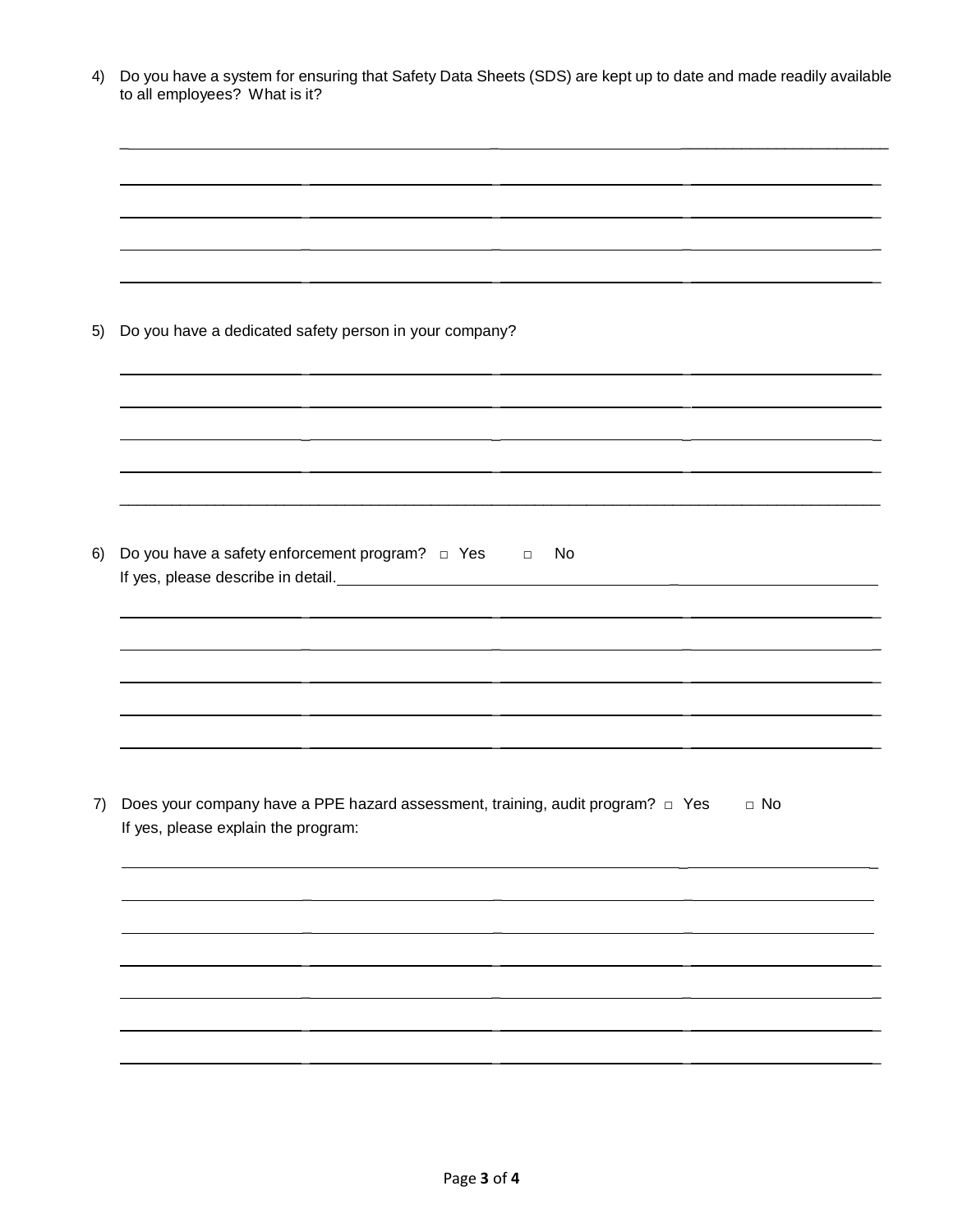4) Do you have a system for ensuring that Safety Data Sheets (SDS) are kept up to date and made readily available to all employees? What is it?

5) Do you have a dedicated safety person in your company?

6) Do you have a safety enforcement program? □ Yes □ No
If yes, please describe in detail.

7) Does your company have a PPE hazard assessment, training, audit program? □ Yes □ No
If yes, please explain the program: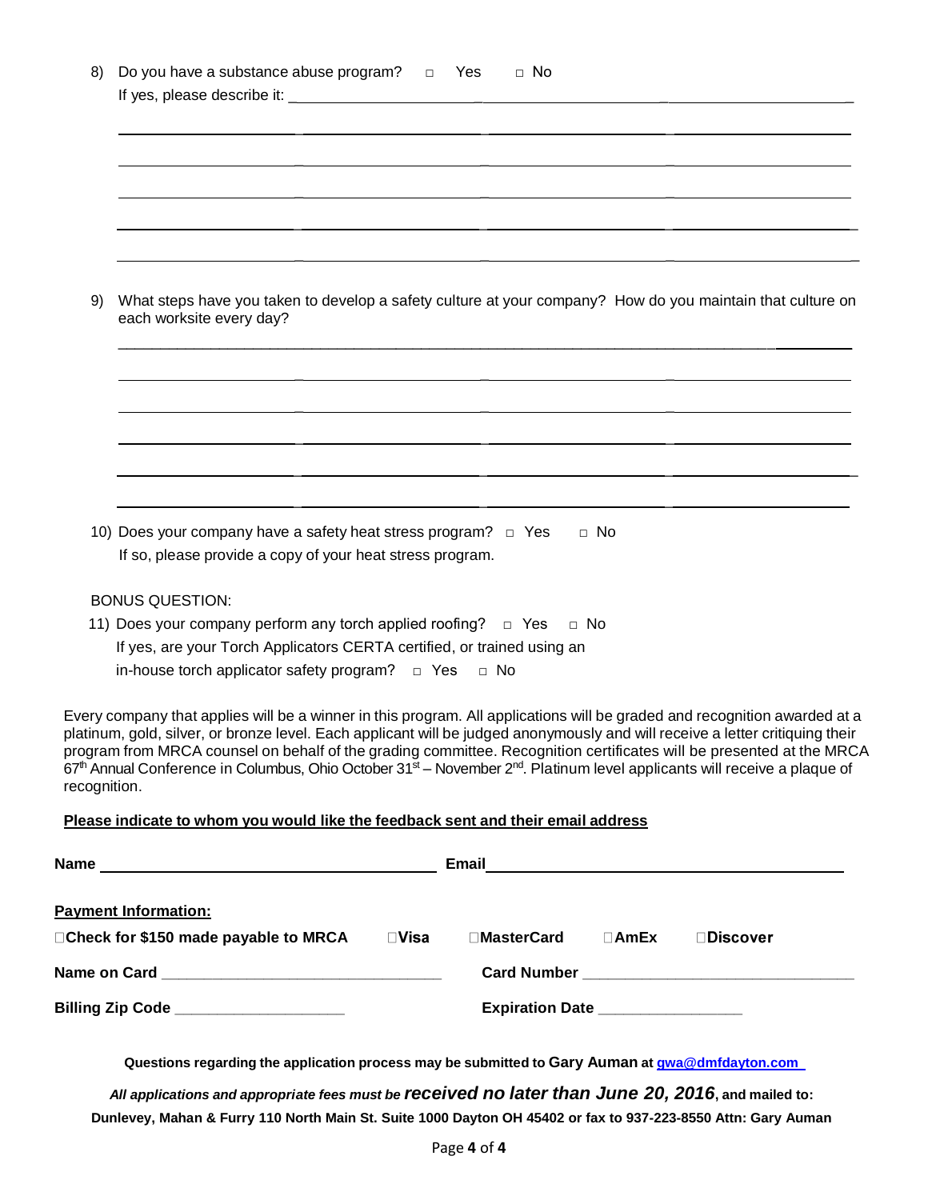8) Do you have a substance abuse program? □ Yes □ No

If yes, please describe it: ______________________________________________

______________________________________________

______________________________________________

______________________________________________

______________________________________________

______________________________________________

9) What steps have you taken to develop a safety culture at your company? How do you maintain that culture on each worksite every day?

______________________________________________

______________________________________________

______________________________________________

______________________________________________

______________________________________________

______________________________________________

10) Does your company have a safety heat stress program? □ Yes □ No

If so, please provide a copy of your heat stress program.

BONUS QUESTION:

11) Does your company perform any torch applied roofing? □ Yes □ No

If yes, are your Torch Applicators CERTA certified, or trained using an in-house torch applicator safety program? □ Yes □ No

Every company that applies will be a winner in this program. All applications will be graded and recognition awarded at a platinum, gold, silver, or bronze level. Each applicant will be judged anonymously and will receive a letter critiquing their program from MRCA counsel on behalf of the grading committee. Recognition certificates will be presented at the MRCA 67th Annual Conference in Columbus, Ohio October 31st – November 2nd. Platinum level applicants will receive a plaque of recognition.

**Please indicate to whom you would like the feedback sent and their email address**

**Name** ______________________ **Email** ______________________

**Payment Information:**

□**Check for $150 made payable to MRCA** □**Visa** □**MasterCard** □**AmEx** □**Discover**

**Name on Card** ______________________ **Card Number** ______________________

**Billing Zip Code** ______________________ **Expiration Date** ______________________

**Questions regarding the application process may be submitted to Gary Auman at gwa@dmfdayton.com**

***All applications and appropriate fees must be received no later than June 20, 2016*, and mailed to:**

**Dunlevey, Mahan & Furry 110 North Main St. Suite 1000 Dayton OH 45402 or fax to 937-223-8550 Attn: Gary Auman**